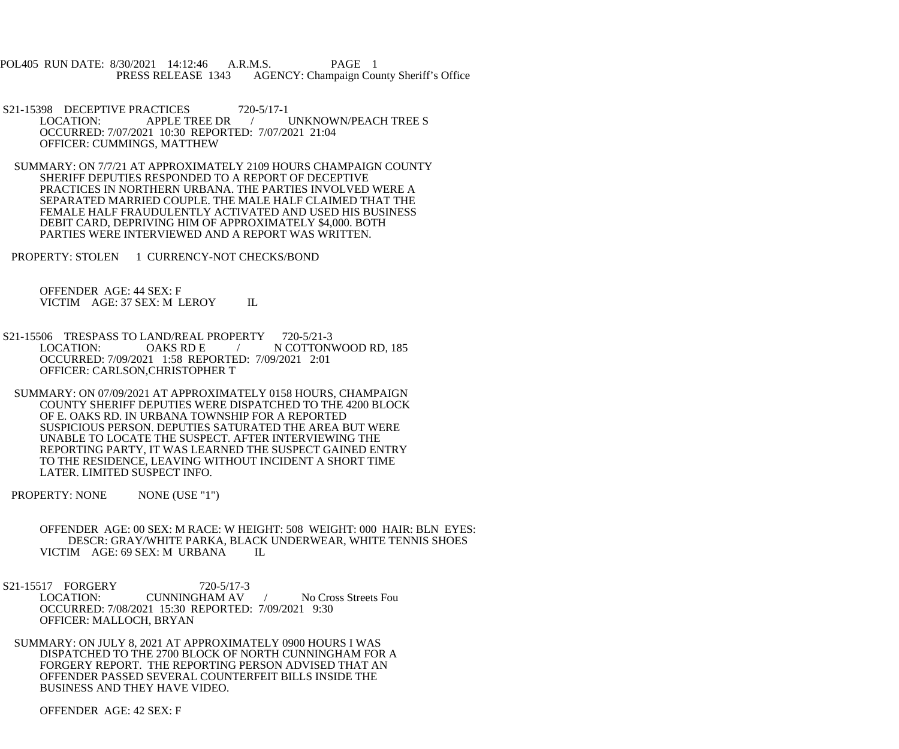POL405 RUN DATE: 8/30/2021 14:12:46 A.R.M.S. PAGE 1
PRESS RELEASE 1343 AGENCY: Champaign County Sheriff's Office

S21-15398 DECEPTIVE PRACTICES 720-5/17-1
LOCATION: APPLE TREE DR / UNKNOWN/PEACH TREE S
OCCURRED: 7/07/2021 10:30 REPORTED: 7/07/2021 21:04
OFFICER: CUMMINGS, MATTHEW

SUMMARY: ON 7/7/21 AT APPROXIMATELY 2109 HOURS CHAMPAIGN COUNTY SHERIFF DEPUTIES RESPONDED TO A REPORT OF DECEPTIVE PRACTICES IN NORTHERN URBANA. THE PARTIES INVOLVED WERE A SEPARATED MARRIED COUPLE. THE MALE HALF CLAIMED THAT THE FEMALE HALF FRAUDULENTLY ACTIVATED AND USED HIS BUSINESS DEBIT CARD, DEPRIVING HIM OF APPROXIMATELY $4,000. BOTH PARTIES WERE INTERVIEWED AND A REPORT WAS WRITTEN.

PROPERTY: STOLEN 1 CURRENCY-NOT CHECKS/BOND

OFFENDER AGE: 44 SEX: F
VICTIM AGE: 37 SEX: M LEROY IL

S21-15506 TRESPASS TO LAND/REAL PROPERTY 720-5/21-3
LOCATION: OAKS RD E / N COTTONWOOD RD, 185
OCCURRED: 7/09/2021 1:58 REPORTED: 7/09/2021 2:01
OFFICER: CARLSON,CHRISTOPHER T

SUMMARY: ON 07/09/2021 AT APPROXIMATELY 0158 HOURS, CHAMPAIGN COUNTY SHERIFF DEPUTIES WERE DISPATCHED TO THE 4200 BLOCK OF E. OAKS RD. IN URBANA TOWNSHIP FOR A REPORTED SUSPICIOUS PERSON. DEPUTIES SATURATED THE AREA BUT WERE UNABLE TO LOCATE THE SUSPECT. AFTER INTERVIEWING THE REPORTING PARTY, IT WAS LEARNED THE SUSPECT GAINED ENTRY TO THE RESIDENCE, LEAVING WITHOUT INCIDENT A SHORT TIME LATER. LIMITED SUSPECT INFO.

PROPERTY: NONE NONE (USE "1")

OFFENDER AGE: 00 SEX: M RACE: W HEIGHT: 508 WEIGHT: 000 HAIR: BLN EYES:
DESCR: GRAY/WHITE PARKA, BLACK UNDERWEAR, WHITE TENNIS SHOES
VICTIM AGE: 69 SEX: M URBANA IL

S21-15517 FORGERY 720-5/17-3
LOCATION: CUNNINGHAM AV / No Cross Streets Fou
OCCURRED: 7/08/2021 15:30 REPORTED: 7/09/2021 9:30
OFFICER: MALLOCH, BRYAN

SUMMARY: ON JULY 8, 2021 AT APPROXIMATELY 0900 HOURS I WAS DISPATCHED TO THE 2700 BLOCK OF NORTH CUNNINGHAM FOR A FORGERY REPORT. THE REPORTING PERSON ADVISED THAT AN OFFENDER PASSED SEVERAL COUNTERFEIT BILLS INSIDE THE BUSINESS AND THEY HAVE VIDEO.

OFFENDER AGE: 42 SEX: F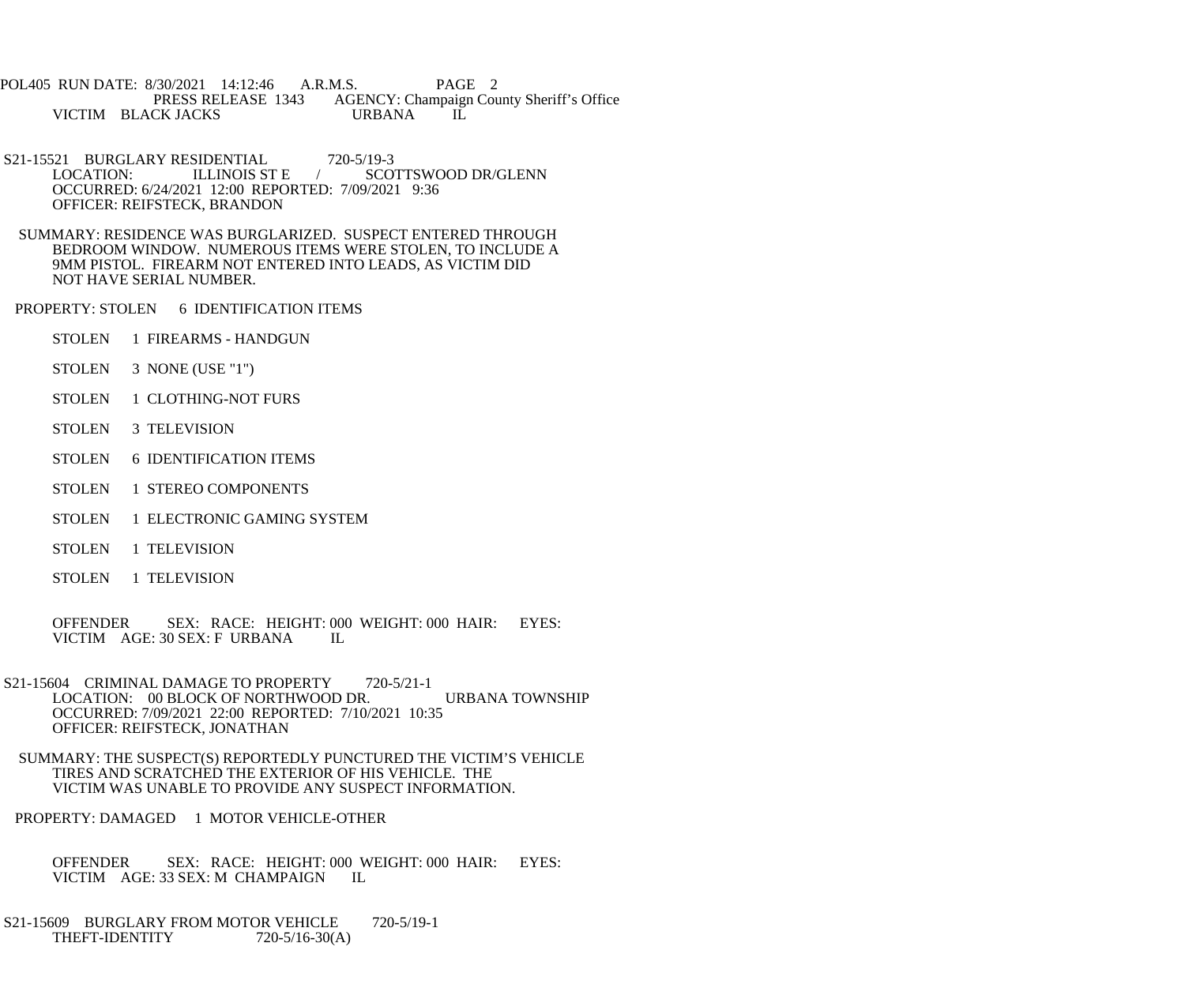POL405 RUN DATE: 8/30/2021 14:12:46 A.R.M.S. PAGE 2
PRESS RELEASE 1343 AGENCY: Champaign County Sheriff's Office
VICTIM BLACK JACKS URBANA IL

S21-15521 BURGLARY RESIDENTIAL 720-5/19-3
LOCATION: ILLINOIS ST E / SCOTTSWOOD DR/GLENN
OCCURRED: 6/24/2021 12:00 REPORTED: 7/09/2021 9:36
OFFICER: REIFSTECK, BRANDON

SUMMARY: RESIDENCE WAS BURGLARIZED. SUSPECT ENTERED THROUGH BEDROOM WINDOW. NUMEROUS ITEMS WERE STOLEN, TO INCLUDE A 9MM PISTOL. FIREARM NOT ENTERED INTO LEADS, AS VICTIM DID NOT HAVE SERIAL NUMBER.

PROPERTY: STOLEN 6 IDENTIFICATION ITEMS

STOLEN 1 FIREARMS - HANDGUN

STOLEN 3 NONE (USE "1")

STOLEN 1 CLOTHING-NOT FURS

STOLEN 3 TELEVISION

STOLEN 6 IDENTIFICATION ITEMS

STOLEN 1 STEREO COMPONENTS

STOLEN 1 ELECTRONIC GAMING SYSTEM

STOLEN 1 TELEVISION

STOLEN 1 TELEVISION

OFFENDER SEX: RACE: HEIGHT: 000 WEIGHT: 000 HAIR: EYES:
VICTIM AGE: 30 SEX: F URBANA IL

S21-15604 CRIMINAL DAMAGE TO PROPERTY 720-5/21-1
LOCATION: 00 BLOCK OF NORTHWOOD DR. URBANA TOWNSHIP
OCCURRED: 7/09/2021 22:00 REPORTED: 7/10/2021 10:35
OFFICER: REIFSTECK, JONATHAN

SUMMARY: THE SUSPECT(S) REPORTEDLY PUNCTURED THE VICTIM'S VEHICLE TIRES AND SCRATCHED THE EXTERIOR OF HIS VEHICLE. THE VICTIM WAS UNABLE TO PROVIDE ANY SUSPECT INFORMATION.

PROPERTY: DAMAGED 1 MOTOR VEHICLE-OTHER

OFFENDER SEX: RACE: HEIGHT: 000 WEIGHT: 000 HAIR: EYES:
VICTIM AGE: 33 SEX: M CHAMPAIGN IL

S21-15609 BURGLARY FROM MOTOR VEHICLE 720-5/19-1
THEFT-IDENTITY 720-5/16-30(A)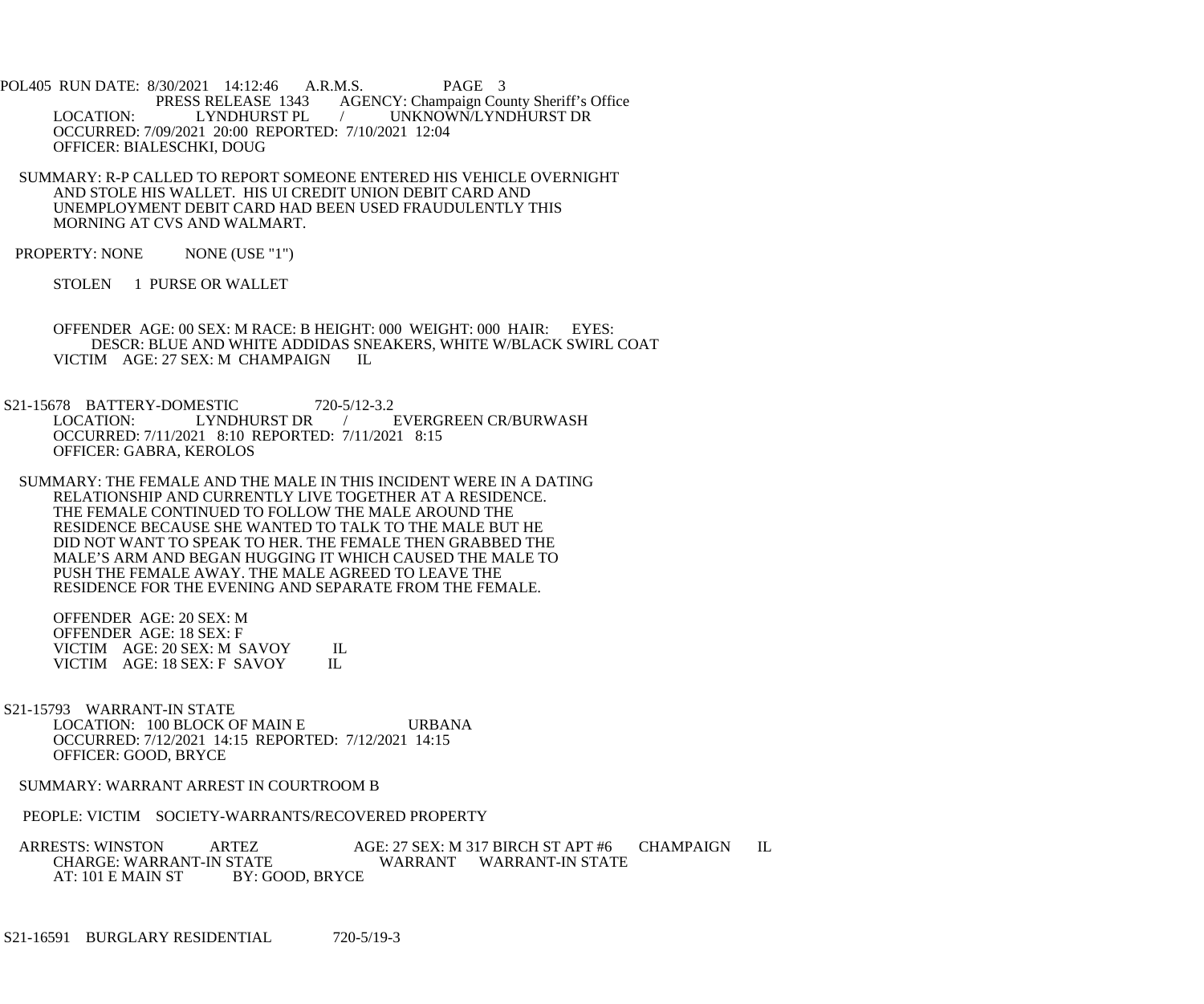LOCATION: LYNDHURST PL / UNKNOWN/LYNDHURST DR
OCCURRED: 7/09/2021 20:00 REPORTED: 7/10/2021 12:04
OFFICER: BIALESCHKI, DOUG

SUMMARY: R-P CALLED TO REPORT SOMEONE ENTERED HIS VEHICLE OVERNIGHT AND STOLE HIS WALLET. HIS UI CREDIT UNION DEBIT CARD AND UNEMPLOYMENT DEBIT CARD HAD BEEN USED FRAUDULENTLY THIS MORNING AT CVS AND WALMART.

PROPERTY: NONE NONE (USE "1")

STOLEN 1 PURSE OR WALLET

OFFENDER AGE: 00 SEX: M RACE: B HEIGHT: 000 WEIGHT: 000 HAIR: EYES:
DESCR: BLUE AND WHITE ADDIDAS SNEAKERS, WHITE W/BLACK SWIRL COAT
VICTIM AGE: 27 SEX: M CHAMPAIGN IL

S21-15678 BATTERY-DOMESTIC 720-5/12-3.2
LOCATION: LYNDHURST DR / EVERGREEN CR/BURWASH
OCCURRED: 7/11/2021 8:10 REPORTED: 7/11/2021 8:15
OFFICER: GABRA, KEROLOS

SUMMARY: THE FEMALE AND THE MALE IN THIS INCIDENT WERE IN A DATING RELATIONSHIP AND CURRENTLY LIVE TOGETHER AT A RESIDENCE. THE FEMALE CONTINUED TO FOLLOW THE MALE AROUND THE RESIDENCE BECAUSE SHE WANTED TO TALK TO THE MALE BUT HE DID NOT WANT TO SPEAK TO HER. THE FEMALE THEN GRABBED THE MALE'S ARM AND BEGAN HUGGING IT WHICH CAUSED THE MALE TO PUSH THE FEMALE AWAY. THE MALE AGREED TO LEAVE THE RESIDENCE FOR THE EVENING AND SEPARATE FROM THE FEMALE.

OFFENDER AGE: 20 SEX: M
OFFENDER AGE: 18 SEX: F
VICTIM AGE: 20 SEX: M SAVOY IL
VICTIM AGE: 18 SEX: F SAVOY IL

S21-15793 WARRANT-IN STATE
LOCATION: 100 BLOCK OF MAIN E URBANA
OCCURRED: 7/12/2021 14:15 REPORTED: 7/12/2021 14:15
OFFICER: GOOD, BRYCE

SUMMARY: WARRANT ARREST IN COURTROOM B

PEOPLE: VICTIM SOCIETY-WARRANTS/RECOVERED PROPERTY

ARRESTS: WINSTON ARTEZ AGE: 27 SEX: M 317 BIRCH ST APT #6 CHAMPAIGN IL
CHARGE: WARRANT-IN STATE WARRANT WARRANT-IN STATE
AT: 101 E MAIN ST BY: GOOD, BRYCE

S21-16591 BURGLARY RESIDENTIAL 720-5/19-3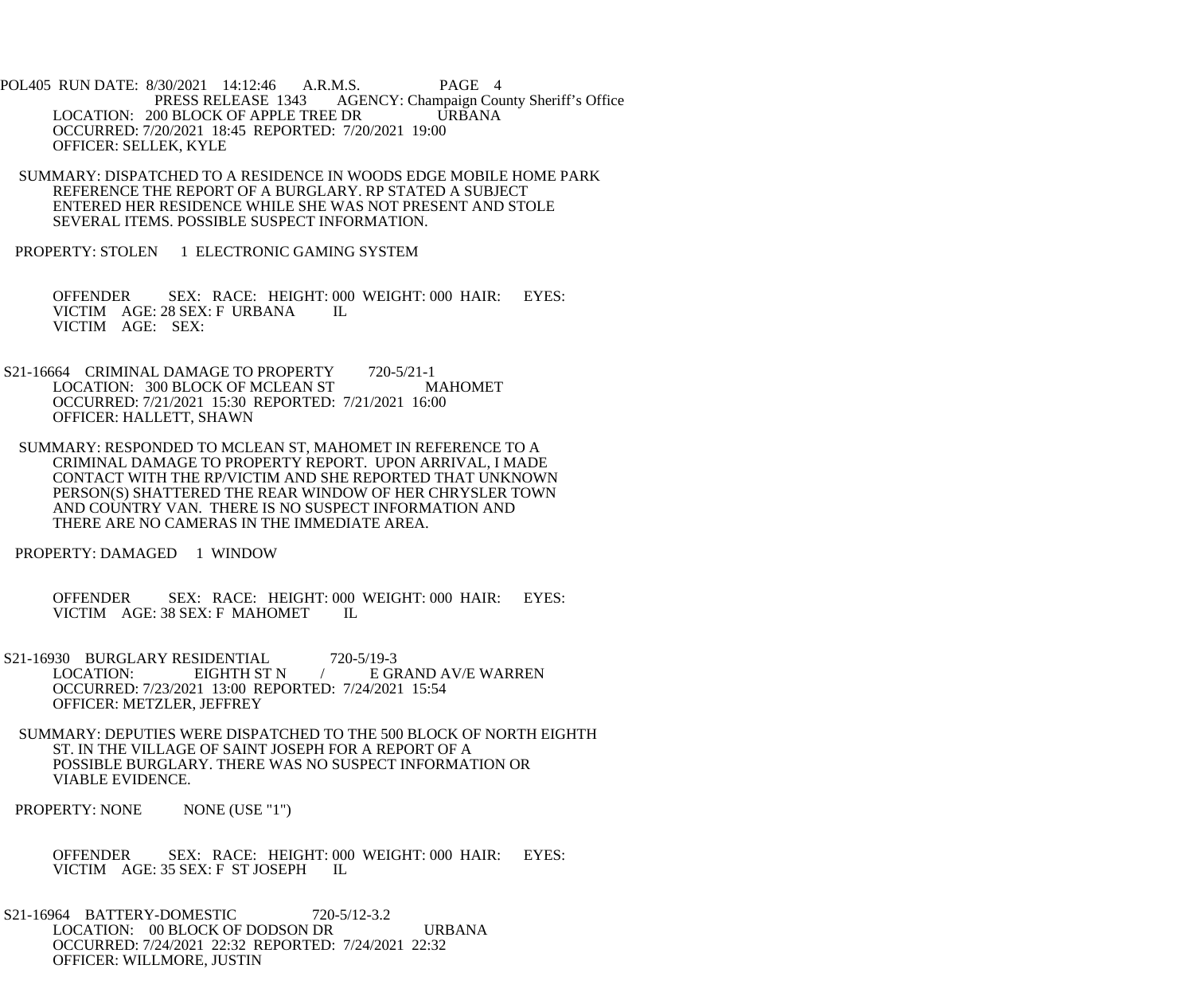LOCATION: 200 BLOCK OF APPLE TREE DR URBANA
OCCURRED: 7/20/2021 18:45 REPORTED: 7/20/2021 19:00
OFFICER: SELLEK, KYLE

SUMMARY: DISPATCHED TO A RESIDENCE IN WOODS EDGE MOBILE HOME PARK REFERENCE THE REPORT OF A BURGLARY. RP STATED A SUBJECT ENTERED HER RESIDENCE WHILE SHE WAS NOT PRESENT AND STOLE SEVERAL ITEMS. POSSIBLE SUSPECT INFORMATION.

PROPERTY: STOLEN 1 ELECTRONIC GAMING SYSTEM

OFFENDER SEX: RACE: HEIGHT: 000 WEIGHT: 000 HAIR: EYES:
VICTIM AGE: 28 SEX: F URBANA IL
VICTIM AGE: SEX:

S21-16664 CRIMINAL DAMAGE TO PROPERTY 720-5/21-1
LOCATION: 300 BLOCK OF MCLEAN ST MAHOMET
OCCURRED: 7/21/2021 15:30 REPORTED: 7/21/2021 16:00
OFFICER: HALLETT, SHAWN

SUMMARY: RESPONDED TO MCLEAN ST, MAHOMET IN REFERENCE TO A CRIMINAL DAMAGE TO PROPERTY REPORT. UPON ARRIVAL, I MADE CONTACT WITH THE RP/VICTIM AND SHE REPORTED THAT UNKNOWN PERSON(S) SHATTERED THE REAR WINDOW OF HER CHRYSLER TOWN AND COUNTRY VAN. THERE IS NO SUSPECT INFORMATION AND THERE ARE NO CAMERAS IN THE IMMEDIATE AREA.

PROPERTY: DAMAGED 1 WINDOW

OFFENDER SEX: RACE: HEIGHT: 000 WEIGHT: 000 HAIR: EYES:
VICTIM AGE: 38 SEX: F MAHOMET IL

S21-16930 BURGLARY RESIDENTIAL 720-5/19-3
LOCATION: EIGHTH ST N / E GRAND AV/E WARREN
OCCURRED: 7/23/2021 13:00 REPORTED: 7/24/2021 15:54
OFFICER: METZLER, JEFFREY

SUMMARY: DEPUTIES WERE DISPATCHED TO THE 500 BLOCK OF NORTH EIGHTH ST. IN THE VILLAGE OF SAINT JOSEPH FOR A REPORT OF A POSSIBLE BURGLARY. THERE WAS NO SUSPECT INFORMATION OR VIABLE EVIDENCE.

PROPERTY: NONE NONE (USE "1")

OFFENDER SEX: RACE: HEIGHT: 000 WEIGHT: 000 HAIR: EYES:
VICTIM AGE: 35 SEX: F ST JOSEPH IL

S21-16964 BATTERY-DOMESTIC 720-5/12-3.2
LOCATION: 00 BLOCK OF DODSON DR URBANA
OCCURRED: 7/24/2021 22:32 REPORTED: 7/24/2021 22:32
OFFICER: WILLMORE, JUSTIN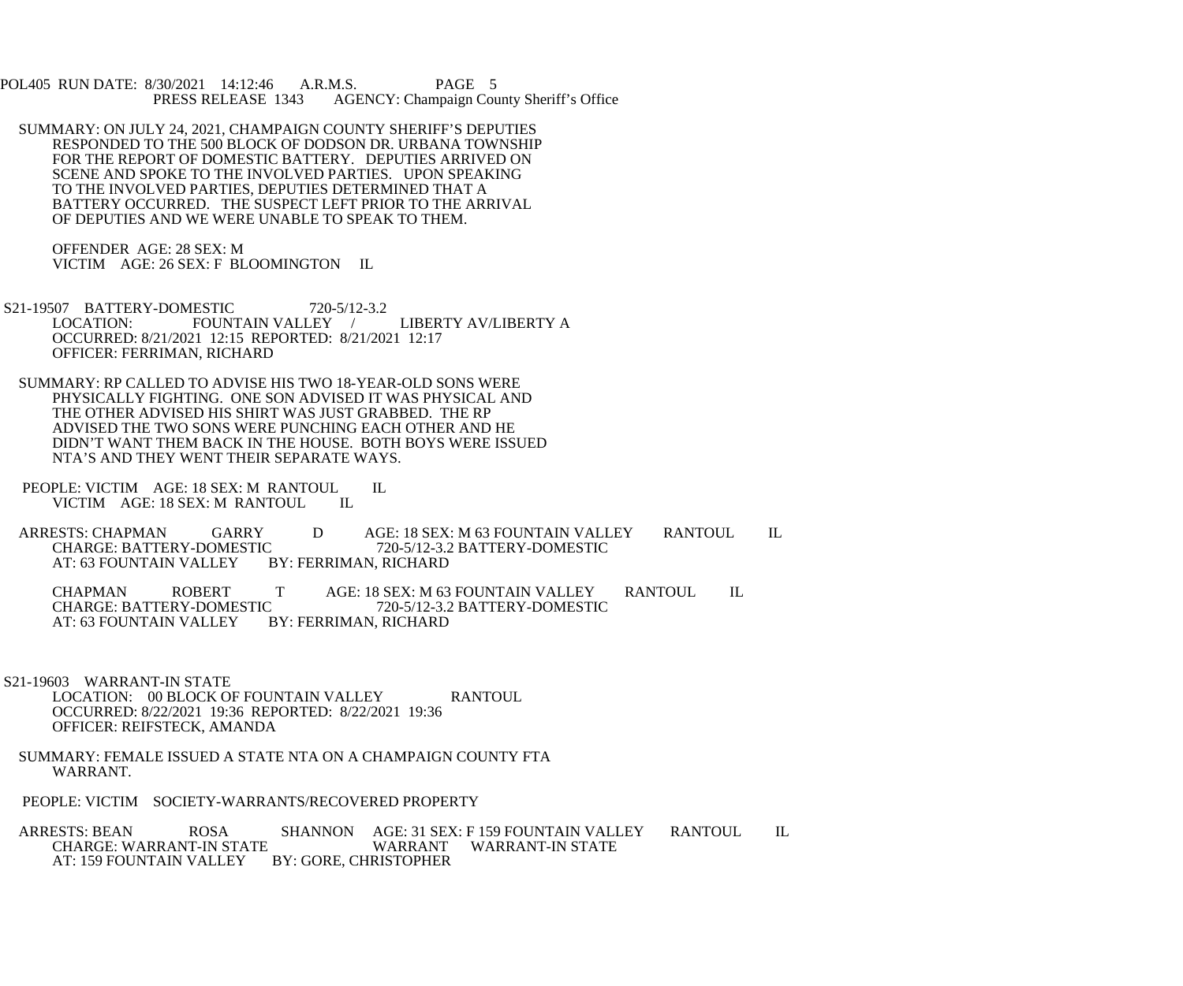SUMMARY: ON JULY 24, 2021, CHAMPAIGN COUNTY SHERIFF'S DEPUTIES RESPONDED TO THE 500 BLOCK OF DODSON DR. URBANA TOWNSHIP FOR THE REPORT OF DOMESTIC BATTERY. DEPUTIES ARRIVED ON SCENE AND SPOKE TO THE INVOLVED PARTIES. UPON SPEAKING TO THE INVOLVED PARTIES, DEPUTIES DETERMINED THAT A BATTERY OCCURRED. THE SUSPECT LEFT PRIOR TO THE ARRIVAL OF DEPUTIES AND WE WERE UNABLE TO SPEAK TO THEM.

OFFENDER AGE: 28 SEX: M
VICTIM AGE: 26 SEX: F BLOOMINGTON IL

S21-19507 BATTERY-DOMESTIC 720-5/12-3.2
LOCATION: FOUNTAIN VALLEY / LIBERTY AV/LIBERTY A
OCCURRED: 8/21/2021 12:15 REPORTED: 8/21/2021 12:17
OFFICER: FERRIMAN, RICHARD

SUMMARY: RP CALLED TO ADVISE HIS TWO 18-YEAR-OLD SONS WERE PHYSICALLY FIGHTING. ONE SON ADVISED IT WAS PHYSICAL AND THE OTHER ADVISED HIS SHIRT WAS JUST GRABBED. THE RP ADVISED THE TWO SONS WERE PUNCHING EACH OTHER AND HE DIDN'T WANT THEM BACK IN THE HOUSE. BOTH BOYS WERE ISSUED NTA'S AND THEY WENT THEIR SEPARATE WAYS.

PEOPLE: VICTIM AGE: 18 SEX: M RANTOUL IL
VICTIM AGE: 18 SEX: M RANTOUL IL

ARRESTS: CHAPMAN GARRY D AGE: 18 SEX: M 63 FOUNTAIN VALLEY RANTOUL IL
CHARGE: BATTERY-DOMESTIC 720-5/12-3.2 BATTERY-DOMESTIC
AT: 63 FOUNTAIN VALLEY BY: FERRIMAN, RICHARD

CHAPMAN ROBERT T AGE: 18 SEX: M 63 FOUNTAIN VALLEY RANTOUL IL
CHARGE: BATTERY-DOMESTIC 720-5/12-3.2 BATTERY-DOMESTIC
AT: 63 FOUNTAIN VALLEY BY: FERRIMAN, RICHARD

S21-19603 WARRANT-IN STATE
LOCATION: 00 BLOCK OF FOUNTAIN VALLEY RANTOUL
OCCURRED: 8/22/2021 19:36 REPORTED: 8/22/2021 19:36
OFFICER: REIFSTECK, AMANDA

SUMMARY: FEMALE ISSUED A STATE NTA ON A CHAMPAIGN COUNTY FTA WARRANT.

PEOPLE: VICTIM SOCIETY-WARRANTS/RECOVERED PROPERTY

ARRESTS: BEAN ROSA SHANNON AGE: 31 SEX: F 159 FOUNTAIN VALLEY RANTOUL IL
CHARGE: WARRANT-IN STATE WARRANT WARRANT-IN STATE
AT: 159 FOUNTAIN VALLEY BY: GORE, CHRISTOPHER